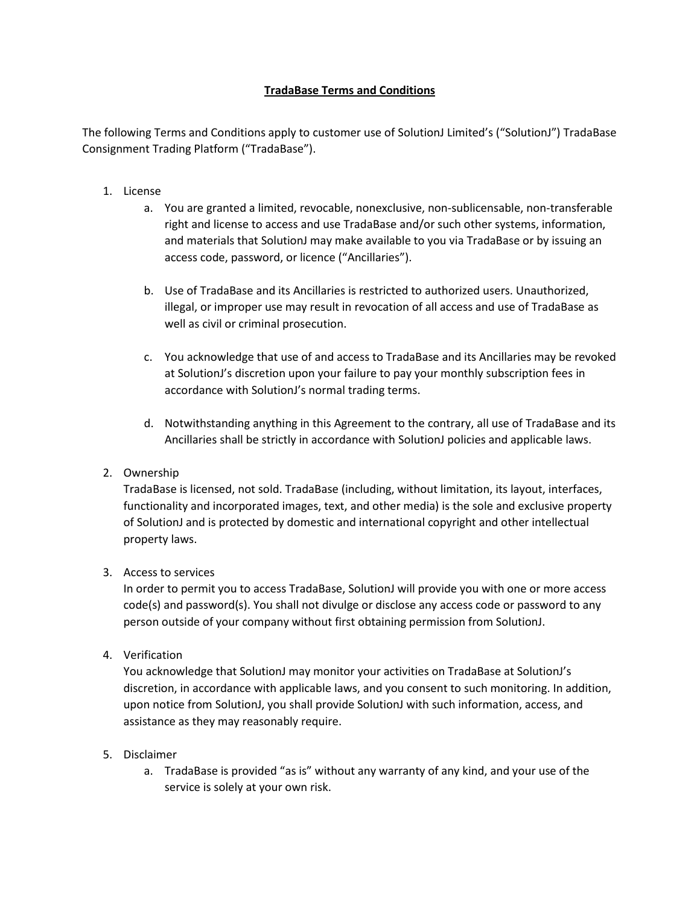# **TradaBase Terms and Conditions**

The following Terms and Conditions apply to customer use of SolutionJ Limited's ("SolutionJ") TradaBase Consignment Trading Platform ("TradaBase").

1. License
    a. You are granted a limited, revocable, nonexclusive, non-sublicensable, non-transferable right and license to access and use TradaBase and/or such other systems, information, and materials that SolutionJ may make available to you via TradaBase or by issuing an access code, password, or licence ("Ancillaries").

    b. Use of TradaBase and its Ancillaries is restricted to authorized users. Unauthorized, illegal, or improper use may result in revocation of all access and use of TradaBase as well as civil or criminal prosecution.

    c. You acknowledge that use of and access to TradaBase and its Ancillaries may be revoked at SolutionJ's discretion upon your failure to pay your monthly subscription fees in accordance with SolutionJ's normal trading terms.

    d. Notwithstanding anything in this Agreement to the contrary, all use of TradaBase and its Ancillaries shall be strictly in accordance with SolutionJ policies and applicable laws.

2. Ownership
    TradaBase is licensed, not sold. TradaBase (including, without limitation, its layout, interfaces, functionality and incorporated images, text, and other media) is the sole and exclusive property of SolutionJ and is protected by domestic and international copyright and other intellectual property laws.

3. Access to services
    In order to permit you to access TradaBase, SolutionJ will provide you with one or more access code(s) and password(s). You shall not divulge or disclose any access code or password to any person outside of your company without first obtaining permission from SolutionJ.

4. Verification
    You acknowledge that SolutionJ may monitor your activities on TradaBase at SolutionJ's discretion, in accordance with applicable laws, and you consent to such monitoring. In addition, upon notice from SolutionJ, you shall provide SolutionJ with such information, access, and assistance as they may reasonably require.

5. Disclaimer
    a. TradaBase is provided "as is" without any warranty of any kind, and your use of the service is solely at your own risk.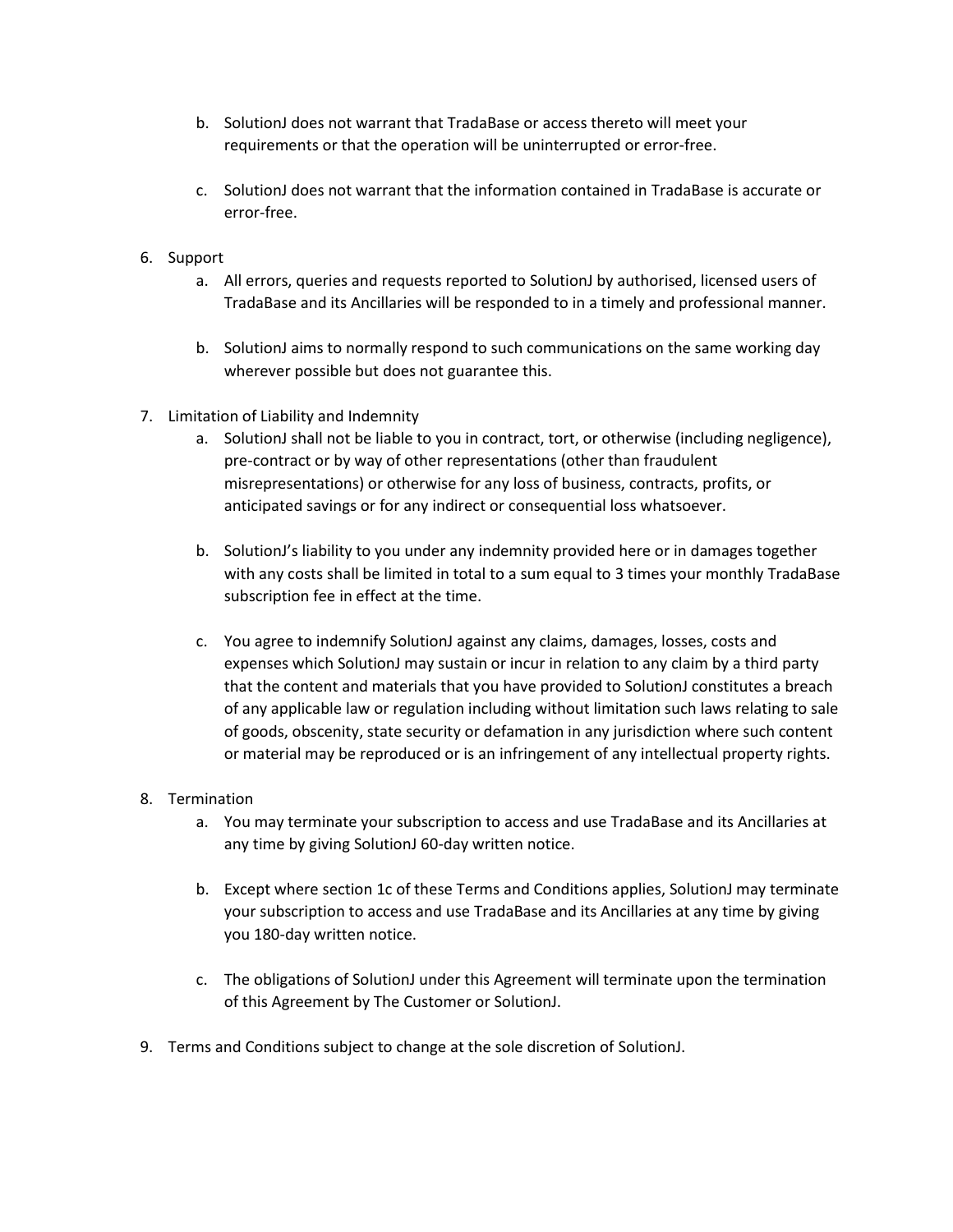b. SolutionJ does not warrant that TradaBase or access thereto will meet your requirements or that the operation will be uninterrupted or error-free.

   c. SolutionJ does not warrant that the information contained in TradaBase is accurate or error-free.

6. Support
   a. All errors, queries and requests reported to SolutionJ by authorised, licensed users of TradaBase and its Ancillaries will be responded to in a timely and professional manner.

   b. SolutionJ aims to normally respond to such communications on the same working day wherever possible but does not guarantee this.

7. Limitation of Liability and Indemnity
   a. SolutionJ shall not be liable to you in contract, tort, or otherwise (including negligence), pre-contract or by way of other representations (other than fraudulent misrepresentations) or otherwise for any loss of business, contracts, profits, or anticipated savings or for any indirect or consequential loss whatsoever.

   b. SolutionJ's liability to you under any indemnity provided here or in damages together with any costs shall be limited in total to a sum equal to 3 times your monthly TradaBase subscription fee in effect at the time.

   c. You agree to indemnify SolutionJ against any claims, damages, losses, costs and expenses which SolutionJ may sustain or incur in relation to any claim by a third party that the content and materials that you have provided to SolutionJ constitutes a breach of any applicable law or regulation including without limitation such laws relating to sale of goods, obscenity, state security or defamation in any jurisdiction where such content or material may be reproduced or is an infringement of any intellectual property rights.

8. Termination
   a. You may terminate your subscription to access and use TradaBase and its Ancillaries at any time by giving SolutionJ 60-day written notice.

   b. Except where section 1c of these Terms and Conditions applies, SolutionJ may terminate your subscription to access and use TradaBase and its Ancillaries at any time by giving you 180-day written notice.

   c. The obligations of SolutionJ under this Agreement will terminate upon the termination of this Agreement by The Customer or SolutionJ.

9. Terms and Conditions subject to change at the sole discretion of SolutionJ.